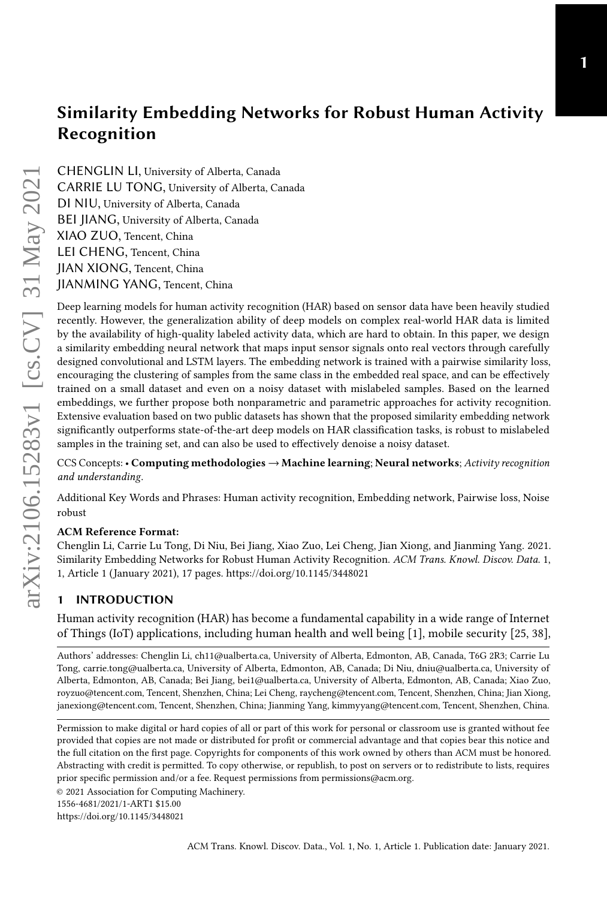# Similarity Embedding Networks for Robust Human Activity Recognition

CHENGLIN LI, University of Alberta, Canada
CARRIE LU TONG, University of Alberta, Canada
DI NIU, University of Alberta, Canada
BEI JIANG, University of Alberta, Canada
XIAO ZUO, Tencent, China
LEI CHENG, Tencent, China
JIAN XIONG, Tencent, China
JIANMING YANG, Tencent, China

Deep learning models for human activity recognition (HAR) based on sensor data have been heavily studied recently. However, the generalization ability of deep models on complex real-world HAR data is limited by the availability of high-quality labeled activity data, which are hard to obtain. In this paper, we design a similarity embedding neural network that maps input sensor signals onto real vectors through carefully designed convolutional and LSTM layers. The embedding network is trained with a pairwise similarity loss, encouraging the clustering of samples from the same class in the embedded real space, and can be effectively trained on a small dataset and even on a noisy dataset with mislabeled samples. Based on the learned embeddings, we further propose both nonparametric and parametric approaches for activity recognition. Extensive evaluation based on two public datasets has shown that the proposed similarity embedding network significantly outperforms state-of-the-art deep models on HAR classification tasks, is robust to mislabeled samples in the training set, and can also be used to effectively denoise a noisy dataset.

CCS Concepts: • **Computing methodologies → Machine learning**; **Neural networks**; *Activity recognition and understanding*.

Additional Key Words and Phrases: Human activity recognition, Embedding network, Pairwise loss, Noise robust

**ACM Reference Format:**
Chenglin Li, Carrie Lu Tong, Di Niu, Bei Jiang, Xiao Zuo, Lei Cheng, Jian Xiong, and Jianming Yang. 2021. Similarity Embedding Networks for Robust Human Activity Recognition. *ACM Trans. Knowl. Discov. Data.* 1, 1, Article 1 (January 2021), 17 pages. https://doi.org/10.1145/3448021

## 1 INTRODUCTION

Human activity recognition (HAR) has become a fundamental capability in a wide range of Internet of Things (IoT) applications, including human health and well being [1], mobile security [25, 38],

Authors' addresses: Chenglin Li, ch11@ualberta.ca, University of Alberta, Edmonton, AB, Canada, T6G 2R3; Carrie Lu Tong, carrie.tong@ualberta.ca, University of Alberta, Edmonton, AB, Canada; Di Niu, dniu@ualberta.ca, University of Alberta, Edmonton, AB, Canada; Bei Jiang, bei1@ualberta.ca, University of Alberta, Edmonton, AB, Canada; Xiao Zuo, royzuo@tencent.com, Tencent, Shenzhen, China; Lei Cheng, raycheng@tencent.com, Tencent, Shenzhen, China; Jian Xiong, janexiong@tencent.com, Tencent, Shenzhen, China; Jianming Yang, kimmyyang@tencent.com, Tencent, Shenzhen, China.

Permission to make digital or hard copies of all or part of this work for personal or classroom use is granted without fee provided that copies are not made or distributed for profit or commercial advantage and that copies bear this notice and the full citation on the first page. Copyrights for components of this work owned by others than ACM must be honored. Abstracting with credit is permitted. To copy otherwise, or republish, to post on servers or to redistribute to lists, requires prior specific permission and/or a fee. Request permissions from permissions@acm.org.

© 2021 Association for Computing Machinery.
1556-4681/2021/1-ART1 $15.00
https://doi.org/10.1145/3448021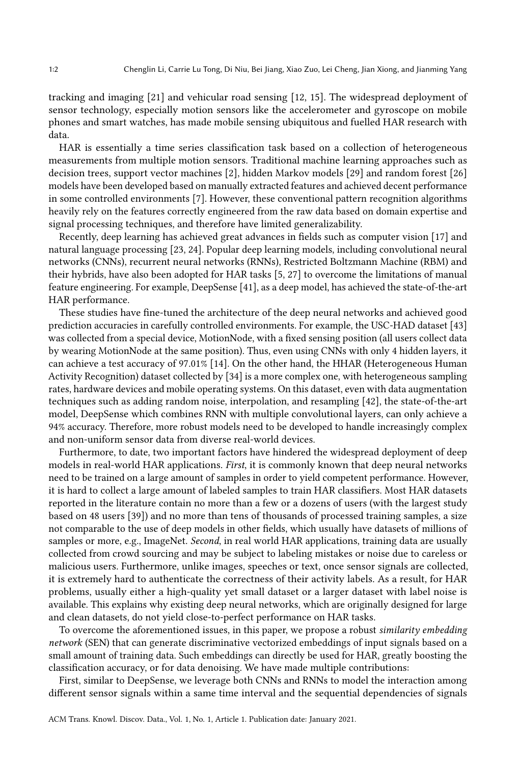tracking and imaging [21] and vehicular road sensing [12, 15]. The widespread deployment of sensor technology, especially motion sensors like the accelerometer and gyroscope on mobile phones and smart watches, has made mobile sensing ubiquitous and fuelled HAR research with data.

HAR is essentially a time series classification task based on a collection of heterogeneous measurements from multiple motion sensors. Traditional machine learning approaches such as decision trees, support vector machines [2], hidden Markov models [29] and random forest [26] models have been developed based on manually extracted features and achieved decent performance in some controlled environments [7]. However, these conventional pattern recognition algorithms heavily rely on the features correctly engineered from the raw data based on domain expertise and signal processing techniques, and therefore have limited generalizability.

Recently, deep learning has achieved great advances in fields such as computer vision [17] and natural language processing [23, 24]. Popular deep learning models, including convolutional neural networks (CNNs), recurrent neural networks (RNNs), Restricted Boltzmann Machine (RBM) and their hybrids, have also been adopted for HAR tasks [5, 27] to overcome the limitations of manual feature engineering. For example, DeepSense [41], as a deep model, has achieved the state-of-the-art HAR performance.

These studies have fine-tuned the architecture of the deep neural networks and achieved good prediction accuracies in carefully controlled environments. For example, the USC-HAD dataset [43] was collected from a special device, MotionNode, with a fixed sensing position (all users collect data by wearing MotionNode at the same position). Thus, even using CNNs with only 4 hidden layers, it can achieve a test accuracy of 97.01% [14]. On the other hand, the HHAR (Heterogeneous Human Activity Recognition) dataset collected by [34] is a more complex one, with heterogeneous sampling rates, hardware devices and mobile operating systems. On this dataset, even with data augmentation techniques such as adding random noise, interpolation, and resampling [42], the state-of-the-art model, DeepSense which combines RNN with multiple convolutional layers, can only achieve a 94% accuracy. Therefore, more robust models need to be developed to handle increasingly complex and non-uniform sensor data from diverse real-world devices.

Furthermore, to date, two important factors have hindered the widespread deployment of deep models in real-world HAR applications. *First*, it is commonly known that deep neural networks need to be trained on a large amount of samples in order to yield competent performance. However, it is hard to collect a large amount of labeled samples to train HAR classifiers. Most HAR datasets reported in the literature contain no more than a few or a dozens of users (with the largest study based on 48 users [39]) and no more than tens of thousands of processed training samples, a size not comparable to the use of deep models in other fields, which usually have datasets of millions of samples or more, e.g., ImageNet. *Second*, in real world HAR applications, training data are usually collected from crowd sourcing and may be subject to labeling mistakes or noise due to careless or malicious users. Furthermore, unlike images, speeches or text, once sensor signals are collected, it is extremely hard to authenticate the correctness of their activity labels. As a result, for HAR problems, usually either a high-quality yet small dataset or a larger dataset with label noise is available. This explains why existing deep neural networks, which are originally designed for large and clean datasets, do not yield close-to-perfect performance on HAR tasks.

To overcome the aforementioned issues, in this paper, we propose a robust *similarity embedding network* (SEN) that can generate discriminative vectorized embeddings of input signals based on a small amount of training data. Such embeddings can directly be used for HAR, greatly boosting the classification accuracy, or for data denoising. We have made multiple contributions:

First, similar to DeepSense, we leverage both CNNs and RNNs to model the interaction among different sensor signals within a same time interval and the sequential dependencies of signals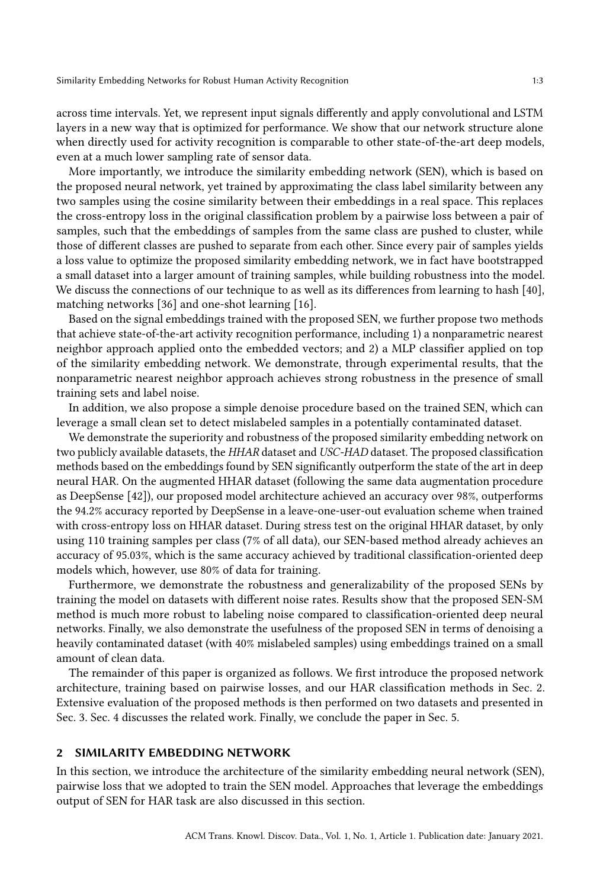across time intervals. Yet, we represent input signals differently and apply convolutional and LSTM layers in a new way that is optimized for performance. We show that our network structure alone when directly used for activity recognition is comparable to other state-of-the-art deep models, even at a much lower sampling rate of sensor data.

More importantly, we introduce the similarity embedding network (SEN), which is based on the proposed neural network, yet trained by approximating the class label similarity between any two samples using the cosine similarity between their embeddings in a real space. This replaces the cross-entropy loss in the original classification problem by a pairwise loss between a pair of samples, such that the embeddings of samples from the same class are pushed to cluster, while those of different classes are pushed to separate from each other. Since every pair of samples yields a loss value to optimize the proposed similarity embedding network, we in fact have bootstrapped a small dataset into a larger amount of training samples, while building robustness into the model. We discuss the connections of our technique to as well as its differences from learning to hash [40], matching networks [36] and one-shot learning [16].

Based on the signal embeddings trained with the proposed SEN, we further propose two methods that achieve state-of-the-art activity recognition performance, including 1) a nonparametric nearest neighbor approach applied onto the embedded vectors; and 2) a MLP classifier applied on top of the similarity embedding network. We demonstrate, through experimental results, that the nonparametric nearest neighbor approach achieves strong robustness in the presence of small training sets and label noise.

In addition, we also propose a simple denoise procedure based on the trained SEN, which can leverage a small clean set to detect mislabeled samples in a potentially contaminated dataset.

We demonstrate the superiority and robustness of the proposed similarity embedding network on two publicly available datasets, the *HHAR* dataset and *USC-HAD* dataset. The proposed classification methods based on the embeddings found by SEN significantly outperform the state of the art in deep neural HAR. On the augmented HHAR dataset (following the same data augmentation procedure as DeepSense [42]), our proposed model architecture achieved an accuracy over 98%, outperforms the 94.2% accuracy reported by DeepSense in a leave-one-user-out evaluation scheme when trained with cross-entropy loss on HHAR dataset. During stress test on the original HHAR dataset, by only using 110 training samples per class (7% of all data), our SEN-based method already achieves an accuracy of 95.03%, which is the same accuracy achieved by traditional classification-oriented deep models which, however, use 80% of data for training.

Furthermore, we demonstrate the robustness and generalizability of the proposed SENs by training the model on datasets with different noise rates. Results show that the proposed SEN-SM method is much more robust to labeling noise compared to classification-oriented deep neural networks. Finally, we also demonstrate the usefulness of the proposed SEN in terms of denoising a heavily contaminated dataset (with 40% mislabeled samples) using embeddings trained on a small amount of clean data.

The remainder of this paper is organized as follows. We first introduce the proposed network architecture, training based on pairwise losses, and our HAR classification methods in Sec. 2. Extensive evaluation of the proposed methods is then performed on two datasets and presented in Sec. 3. Sec. 4 discusses the related work. Finally, we conclude the paper in Sec. 5.

## 2 SIMILARITY EMBEDDING NETWORK

In this section, we introduce the architecture of the similarity embedding neural network (SEN), pairwise loss that we adopted to train the SEN model. Approaches that leverage the embeddings output of SEN for HAR task are also discussed in this section.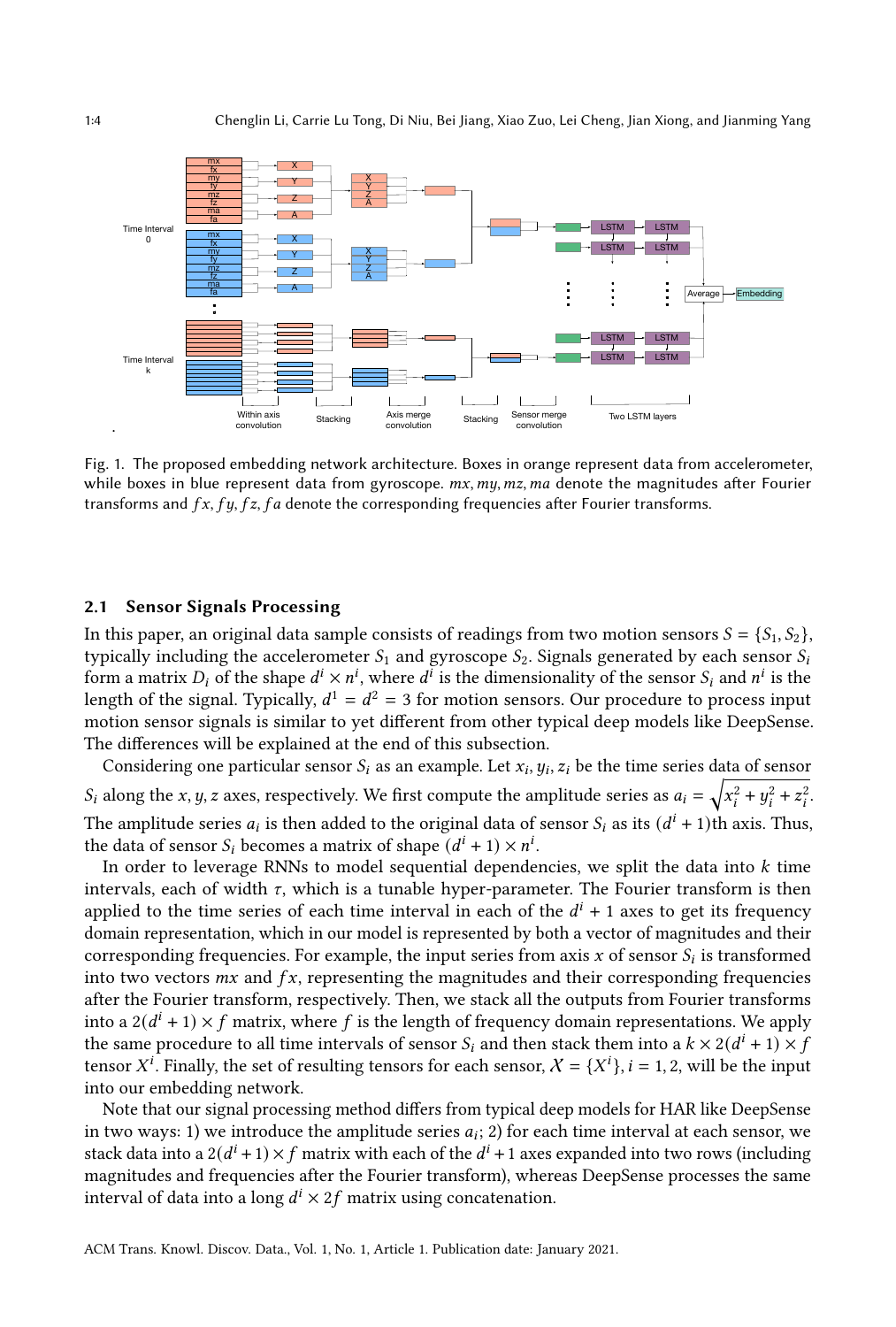Fig. 1. The proposed embedding network architecture. Boxes in orange represent data from accelerometer, while boxes in blue represent data from gyroscope. $mx, my, mz, ma$ denote the magnitudes after Fourier transforms and $fx, fy, fz, fa$ denote the corresponding frequencies after Fourier transforms.

### 2.1 Sensor Signals Processing

In this paper, an original data sample consists of readings from two motion sensors $S = \{S_1, S_2\}$, typically including the accelerometer $S_1$ and gyroscope $S_2$. Signals generated by each sensor $S_i$ form a matrix $D_i$ of the shape $d^i \times n^i$, where $d^i$ is the dimensionality of the sensor $S_i$ and $n^i$ is the length of the signal. Typically, $d^1 = d^2 = 3$ for motion sensors. Our procedure to process input motion sensor signals is similar to yet different from other typical deep models like DeepSense. The differences will be explained at the end of this subsection.

Considering one particular sensor $S_i$ as an example. Let $x_i, y_i, z_i$ be the time series data of sensor $S_i$ along the $x, y, z$ axes, respectively. We first compute the amplitude series as $a_i = \sqrt{x_i^2 + y_i^2 + z_i^2}$. The amplitude series $a_i$ is then added to the original data of sensor $S_i$ as its $(d^i + 1)$th axis. Thus, the data of sensor $S_i$ becomes a matrix of shape $(d^i + 1) \times n^i$.

In order to leverage RNNs to model sequential dependencies, we split the data into $k$ time intervals, each of width $\tau$, which is a tunable hyper-parameter. The Fourier transform is then applied to the time series of each time interval in each of the $d^i + 1$ axes to get its frequency domain representation, which in our model is represented by both a vector of magnitudes and their corresponding frequencies. For example, the input series from axis $x$ of sensor $S_i$ is transformed into two vectors $mx$ and $fx$, representing the magnitudes and their corresponding frequencies after the Fourier transform, respectively. Then, we stack all the outputs from Fourier transforms into a $2(d^i + 1) \times f$ matrix, where $f$ is the length of frequency domain representations. We apply the same procedure to all time intervals of sensor $S_i$ and then stack them into a $k \times 2(d^i + 1) \times f$ tensor $X^i$. Finally, the set of resulting tensors for each sensor, $\mathcal{X} = \{X^i\}, i = 1, 2$, will be the input into our embedding network.

Note that our signal processing method differs from typical deep models for HAR like DeepSense in two ways: 1) we introduce the amplitude series $a_i$; 2) for each time interval at each sensor, we stack data into a $2(d^i + 1) \times f$ matrix with each of the $d^i + 1$ axes expanded into two rows (including magnitudes and frequencies after the Fourier transform), whereas DeepSense processes the same interval of data into a long $d^i \times 2f$ matrix using concatenation.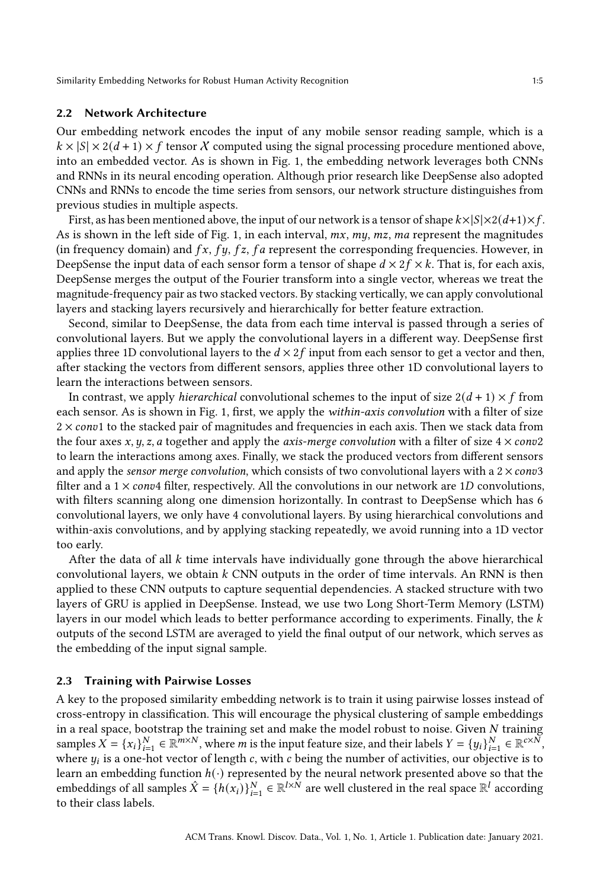### 2.2 Network Architecture

Our embedding network encodes the input of any mobile sensor reading sample, which is a $k \times |S| \times 2(d+1) \times f$ tensor $\mathcal{X}$ computed using the signal processing procedure mentioned above, into an embedded vector. As is shown in Fig. 1, the embedding network leverages both CNNs and RNNs in its neural encoding operation. Although prior research like DeepSense also adopted CNNs and RNNs to encode the time series from sensors, our network structure distinguishes from previous studies in multiple aspects.

First, as has been mentioned above, the input of our network is a tensor of shape $k \times |S| \times 2(d+1) \times f$. As is shown in the left side of Fig. 1, in each interval, $mx$, $my$, $mz$, $ma$ represent the magnitudes (in frequency domain) and $fx$, $fy$, $fz$, $fa$ represent the corresponding frequencies. However, in DeepSense the input data of each sensor form a tensor of shape $d \times 2f \times k$. That is, for each axis, DeepSense merges the output of the Fourier transform into a single vector, whereas we treat the magnitude-frequency pair as two stacked vectors. By stacking vertically, we can apply convolutional layers and stacking layers recursively and hierarchically for better feature extraction.

Second, similar to DeepSense, the data from each time interval is passed through a series of convolutional layers. But we apply the convolutional layers in a different way. DeepSense first applies three 1D convolutional layers to the $d \times 2f$ input from each sensor to get a vector and then, after stacking the vectors from different sensors, applies three other 1D convolutional layers to learn the interactions between sensors.

In contrast, we apply *hierarchical* convolutional schemes to the input of size $2(d+1) \times f$ from each sensor. As is shown in Fig. 1, first, we apply the *within-axis convolution* with a filter of size $2 \times conv1$ to the stacked pair of magnitudes and frequencies in each axis. Then we stack data from the four axes $x, y, z, a$ together and apply the *axis-merge convolution* with a filter of size $4 \times conv2$ to learn the interactions among axes. Finally, we stack the produced vectors from different sensors and apply the *sensor merge convolution*, which consists of two convolutional layers with a $2 \times conv3$ filter and a $1 \times conv4$ filter, respectively. All the convolutions in our network are $1D$ convolutions, with filters scanning along one dimension horizontally. In contrast to DeepSense which has 6 convolutional layers, we only have 4 convolutional layers. By using hierarchical convolutions and within-axis convolutions, and by applying stacking repeatedly, we avoid running into a 1D vector too early.

After the data of all $k$ time intervals have individually gone through the above hierarchical convolutional layers, we obtain $k$ CNN outputs in the order of time intervals. An RNN is then applied to these CNN outputs to capture sequential dependencies. A stacked structure with two layers of GRU is applied in DeepSense. Instead, we use two Long Short-Term Memory (LSTM) layers in our model which leads to better performance according to experiments. Finally, the $k$ outputs of the second LSTM are averaged to yield the final output of our network, which serves as the embedding of the input signal sample.

### 2.3 Training with Pairwise Losses

A key to the proposed similarity embedding network is to train it using pairwise losses instead of cross-entropy in classification. This will encourage the physical clustering of sample embeddings in a real space, bootstrap the training set and make the model robust to noise. Given $N$ training samples $X = \{x_i\}_{i=1}^N \in \mathbb{R}^{m \times N}$, where $m$ is the input feature size, and their labels $Y = \{y_i\}_{i=1}^N \in \mathbb{R}^{c \times N}$, where $y_i$ is a one-hot vector of length $c$, with $c$ being the number of activities, our objective is to learn an embedding function $h(\cdot)$ represented by the neural network presented above so that the embeddings of all samples $\hat{X} = \{h(x_i)\}_{i=1}^N \in \mathbb{R}^{l \times N}$ are well clustered in the real space $\mathbb{R}^l$ according to their class labels.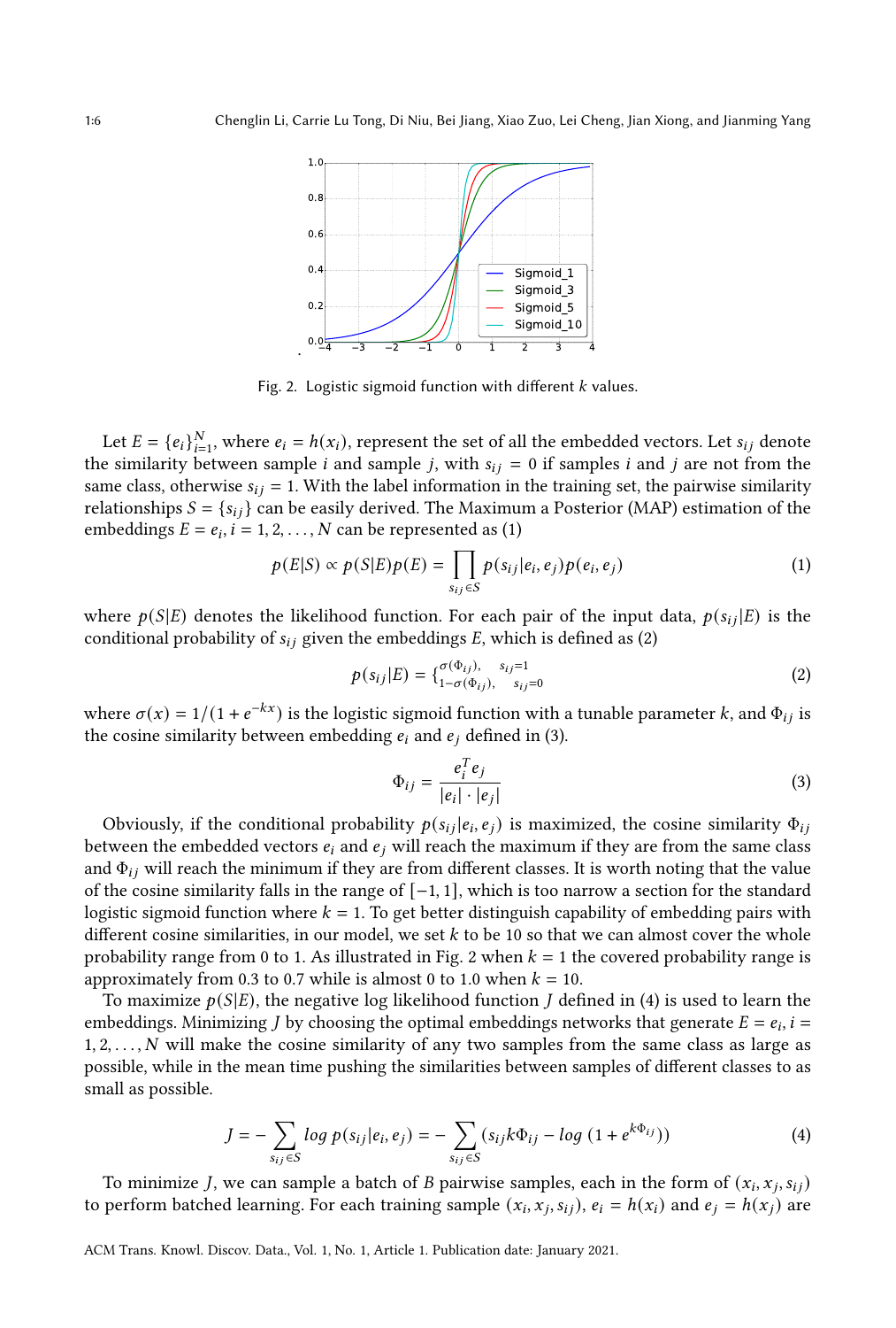Fig. 2. Logistic sigmoid function with different $k$ values.

Let $E = \{e_i\}_{i=1}^{N}$, where $e_i = h(x_i)$, represent the set of all the embedded vectors. Let $s_{ij}$ denote the similarity between sample $i$ and sample $j$, with $s_{ij} = 0$ if samples $i$ and $j$ are not from the same class, otherwise $s_{ij} = 1$. With the label information in the training set, the pairwise similarity relationships $S = \{s_{ij}\}$ can be easily derived. The Maximum a Posterior (MAP) estimation of the embeddings $E = e_i, i = 1, 2, \ldots, N$ can be represented as (1)

$$p(E|S) \propto p(S|E)p(E) = \prod_{s_{ij} \in S} p(s_{ij}|e_i, e_j)p(e_i, e_j) \tag{1}$$

where $p(S|E)$ denotes the likelihood function. For each pair of the input data, $p(s_{ij}|E)$ is the conditional probability of $s_{ij}$ given the embeddings $E$, which is defined as (2)

$$p(s_{ij}|E) = \begin{cases} \sigma(\Phi_{ij}), & s_{ij}=1 \\ 1-\sigma(\Phi_{ij}), & s_{ij}=0 \end{cases} \tag{2}$$

where $\sigma(x) = 1/(1 + e^{-kx})$ is the logistic sigmoid function with a tunable parameter $k$, and $\Phi_{ij}$ is the cosine similarity between embedding $e_i$ and $e_j$ defined in (3).

$$\Phi_{ij} = \frac{e_i^T e_j}{|e_i| \cdot |e_j|} \tag{3}$$

Obviously, if the conditional probability $p(s_{ij}|e_i, e_j)$ is maximized, the cosine similarity $\Phi_{ij}$ between the embedded vectors $e_i$ and $e_j$ will reach the maximum if they are from the same class and $\Phi_{ij}$ will reach the minimum if they are from different classes. It is worth noting that the value of the cosine similarity falls in the range of $[-1, 1]$, which is too narrow a section for the standard logistic sigmoid function where $k = 1$. To get better distinguish capability of embedding pairs with different cosine similarities, in our model, we set $k$ to be 10 so that we can almost cover the whole probability range from 0 to 1. As illustrated in Fig. 2 when $k = 1$ the covered probability range is approximately from 0.3 to 0.7 while is almost 0 to 1.0 when $k = 10$.

To maximize $p(S|E)$, the negative log likelihood function $J$ defined in (4) is used to learn the embeddings. Minimizing $J$ by choosing the optimal embeddings networks that generate $E = e_i, i = 1, 2, \ldots, N$ will make the cosine similarity of any two samples from the same class as large as possible, while in the mean time pushing the similarities between samples of different classes to as small as possible.

$$J = -\sum_{s_{ij} \in S} log\ p(s_{ij}|e_i, e_j) = -\sum_{s_{ij} \in S} (s_{ij}k\Phi_{ij} - log\ (1 + e^{k\Phi_{ij}})) \tag{4}$$

To minimize $J$, we can sample a batch of $B$ pairwise samples, each in the form of $(x_i, x_j, s_{ij})$ to perform batched learning. For each training sample $(x_i, x_j, s_{ij})$, $e_i = h(x_i)$ and $e_j = h(x_j)$ are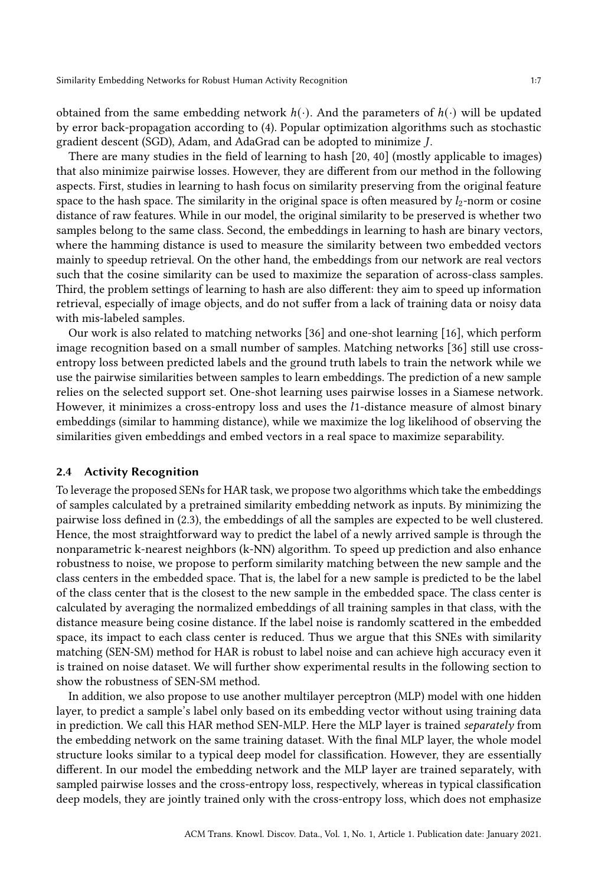obtained from the same embedding network $h(\cdot)$. And the parameters of $h(\cdot)$ will be updated by error back-propagation according to (4). Popular optimization algorithms such as stochastic gradient descent (SGD), Adam, and AdaGrad can be adopted to minimize $J$.

There are many studies in the field of learning to hash [20, 40] (mostly applicable to images) that also minimize pairwise losses. However, they are different from our method in the following aspects. First, studies in learning to hash focus on similarity preserving from the original feature space to the hash space. The similarity in the original space is often measured by $l_2$-norm or cosine distance of raw features. While in our model, the original similarity to be preserved is whether two samples belong to the same class. Second, the embeddings in learning to hash are binary vectors, where the hamming distance is used to measure the similarity between two embedded vectors mainly to speedup retrieval. On the other hand, the embeddings from our network are real vectors such that the cosine similarity can be used to maximize the separation of across-class samples. Third, the problem settings of learning to hash are also different: they aim to speed up information retrieval, especially of image objects, and do not suffer from a lack of training data or noisy data with mis-labeled samples.

Our work is also related to matching networks [36] and one-shot learning [16], which perform image recognition based on a small number of samples. Matching networks [36] still use cross-entropy loss between predicted labels and the ground truth labels to train the network while we use the pairwise similarities between samples to learn embeddings. The prediction of a new sample relies on the selected support set. One-shot learning uses pairwise losses in a Siamese network. However, it minimizes a cross-entropy loss and uses the $l1$-distance measure of almost binary embeddings (similar to hamming distance), while we maximize the log likelihood of observing the similarities given embeddings and embed vectors in a real space to maximize separability.

### 2.4 Activity Recognition

To leverage the proposed SENs for HAR task, we propose two algorithms which take the embeddings of samples calculated by a pretrained similarity embedding network as inputs. By minimizing the pairwise loss defined in (2.3), the embeddings of all the samples are expected to be well clustered. Hence, the most straightforward way to predict the label of a newly arrived sample is through the nonparametric k-nearest neighbors (k-NN) algorithm. To speed up prediction and also enhance robustness to noise, we propose to perform similarity matching between the new sample and the class centers in the embedded space. That is, the label for a new sample is predicted to be the label of the class center that is the closest to the new sample in the embedded space. The class center is calculated by averaging the normalized embeddings of all training samples in that class, with the distance measure being cosine distance. If the label noise is randomly scattered in the embedded space, its impact to each class center is reduced. Thus we argue that this SNEs with similarity matching (SEN-SM) method for HAR is robust to label noise and can achieve high accuracy even it is trained on noise dataset. We will further show experimental results in the following section to show the robustness of SEN-SM method.

In addition, we also propose to use another multilayer perceptron (MLP) model with one hidden layer, to predict a sample's label only based on its embedding vector without using training data in prediction. We call this HAR method SEN-MLP. Here the MLP layer is trained *separately* from the embedding network on the same training dataset. With the final MLP layer, the whole model structure looks similar to a typical deep model for classification. However, they are essentially different. In our model the embedding network and the MLP layer are trained separately, with sampled pairwise losses and the cross-entropy loss, respectively, whereas in typical classification deep models, they are jointly trained only with the cross-entropy loss, which does not emphasize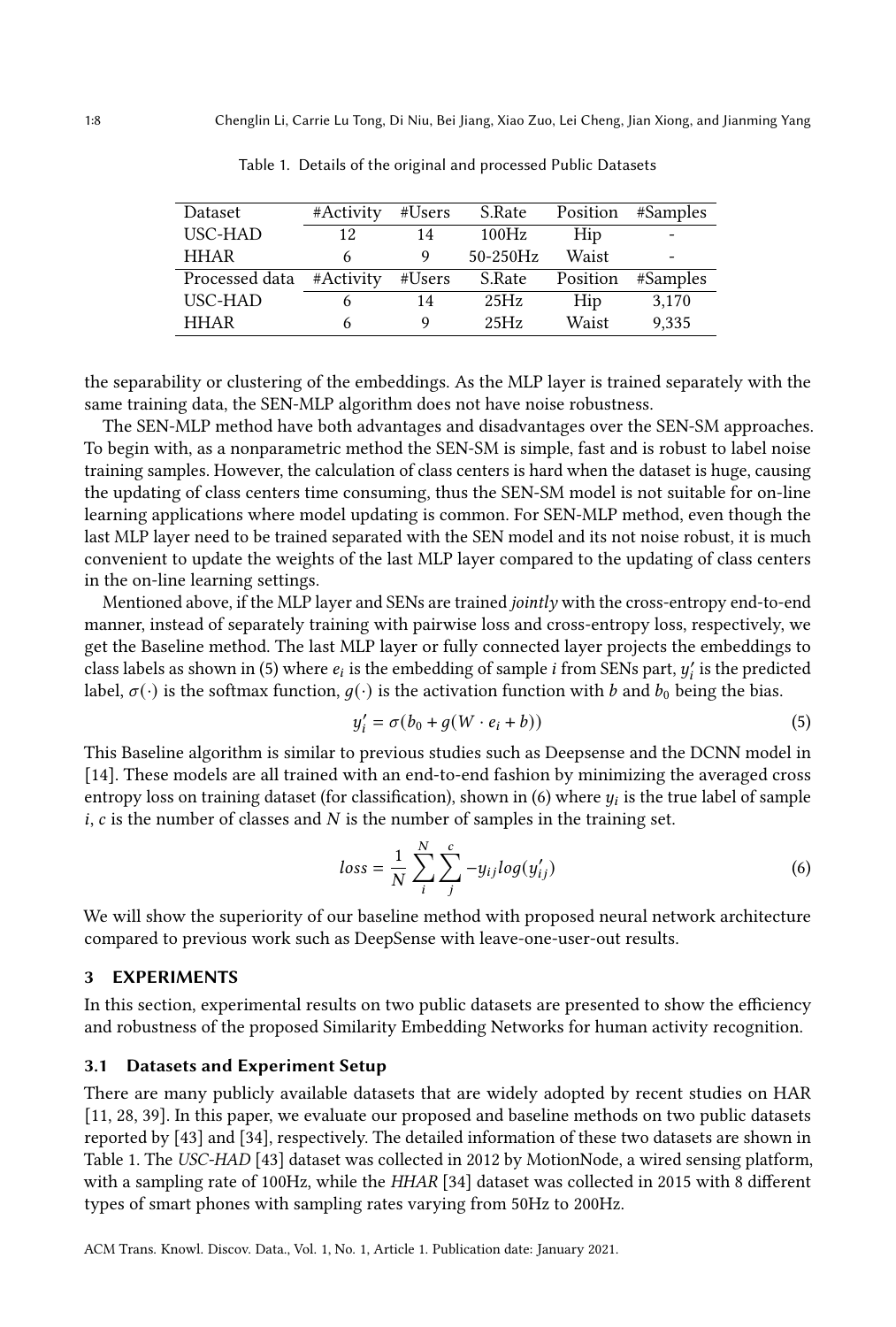Table 1. Details of the original and processed Public Datasets

| Dataset | #Activity | #Users | S.Rate | Position | #Samples |
|---|---|---|---|---|---|
| USC-HAD | 12 | 14 | 100Hz | Hip | - |
| HHAR | 6 | 9 | 50-250Hz | Waist | - |
| Processed data | #Activity | #Users | S.Rate | Position | #Samples |
| USC-HAD | 6 | 14 | 25Hz | Hip | 3,170 |
| HHAR | 6 | 9 | 25Hz | Waist | 9,335 |

the separability or clustering of the embeddings. As the MLP layer is trained separately with the same training data, the SEN-MLP algorithm does not have noise robustness.

The SEN-MLP method have both advantages and disadvantages over the SEN-SM approaches. To begin with, as a nonparametric method the SEN-SM is simple, fast and is robust to label noise training samples. However, the calculation of class centers is hard when the dataset is huge, causing the updating of class centers time consuming, thus the SEN-SM model is not suitable for on-line learning applications where model updating is common. For SEN-MLP method, even though the last MLP layer need to be trained separated with the SEN model and its not noise robust, it is much convenient to update the weights of the last MLP layer compared to the updating of class centers in the on-line learning settings.

Mentioned above, if the MLP layer and SENs are trained *jointly* with the cross-entropy end-to-end manner, instead of separately training with pairwise loss and cross-entropy loss, respectively, we get the Baseline method. The last MLP layer or fully connected layer projects the embeddings to class labels as shown in (5) where $e_i$ is the embedding of sample $i$ from SENs part, $y_i'$ is the predicted label, $\sigma(\cdot)$ is the softmax function, $g(\cdot)$ is the activation function with $b$ and $b_0$ being the bias.

$$y_i' = \sigma(b_0 + g(W \cdot e_i + b)) \tag{5}$$

This Baseline algorithm is similar to previous studies such as Deepsense and the DCNN model in [14]. These models are all trained with an end-to-end fashion by minimizing the averaged cross entropy loss on training dataset (for classification), shown in (6) where $y_i$ is the true label of sample $i$, $c$ is the number of classes and $N$ is the number of samples in the training set.

$$loss = \frac{1}{N} \sum_{i}^{N} \sum_{j}^{c} -y_{ij} log(y_{ij}') \tag{6}$$

We will show the superiority of our baseline method with proposed neural network architecture compared to previous work such as DeepSense with leave-one-user-out results.

## 3 EXPERIMENTS

In this section, experimental results on two public datasets are presented to show the efficiency and robustness of the proposed Similarity Embedding Networks for human activity recognition.

### 3.1 Datasets and Experiment Setup

There are many publicly available datasets that are widely adopted by recent studies on HAR [11, 28, 39]. In this paper, we evaluate our proposed and baseline methods on two public datasets reported by [43] and [34], respectively. The detailed information of these two datasets are shown in Table 1. The *USC-HAD* [43] dataset was collected in 2012 by MotionNode, a wired sensing platform, with a sampling rate of 100Hz, while the *HHAR* [34] dataset was collected in 2015 with 8 different types of smart phones with sampling rates varying from 50Hz to 200Hz.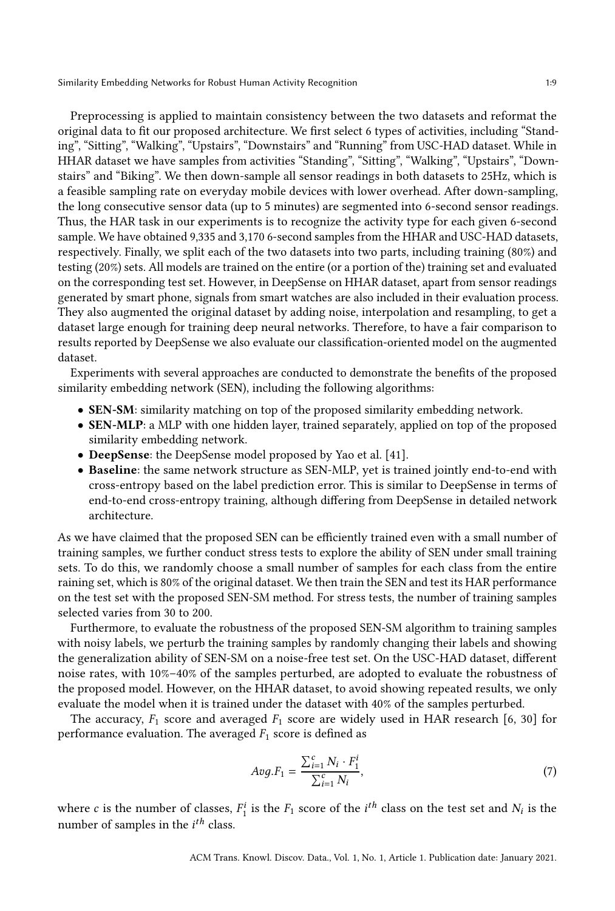Preprocessing is applied to maintain consistency between the two datasets and reformat the original data to fit our proposed architecture. We first select 6 types of activities, including “Standing”, “Sitting”, “Walking”, “Upstairs”, “Downstairs” and “Running” from USC-HAD dataset. While in HHAR dataset we have samples from activities “Standing”, “Sitting”, “Walking”, “Upstairs”, “Downstairs” and “Biking”. We then down-sample all sensor readings in both datasets to 25Hz, which is a feasible sampling rate on everyday mobile devices with lower overhead. After down-sampling, the long consecutive sensor data (up to 5 minutes) are segmented into 6-second sensor readings. Thus, the HAR task in our experiments is to recognize the activity type for each given 6-second sample. We have obtained 9,335 and 3,170 6-second samples from the HHAR and USC-HAD datasets, respectively. Finally, we split each of the two datasets into two parts, including training (80%) and testing (20%) sets. All models are trained on the entire (or a portion of the) training set and evaluated on the corresponding test set. However, in DeepSense on HHAR dataset, apart from sensor readings generated by smart phone, signals from smart watches are also included in their evaluation process. They also augmented the original dataset by adding noise, interpolation and resampling, to get a dataset large enough for training deep neural networks. Therefore, to have a fair comparison to results reported by DeepSense we also evaluate our classification-oriented model on the augmented dataset.

Experiments with several approaches are conducted to demonstrate the benefits of the proposed similarity embedding network (SEN), including the following algorithms:

- **SEN-SM**: similarity matching on top of the proposed similarity embedding network.
- **SEN-MLP**: a MLP with one hidden layer, trained separately, applied on top of the proposed similarity embedding network.
- **DeepSense**: the DeepSense model proposed by Yao et al. [41].
- **Baseline**: the same network structure as SEN-MLP, yet is trained jointly end-to-end with cross-entropy based on the label prediction error. This is similar to DeepSense in terms of end-to-end cross-entropy training, although differing from DeepSense in detailed network architecture.

As we have claimed that the proposed SEN can be efficiently trained even with a small number of training samples, we further conduct stress tests to explore the ability of SEN under small training sets. To do this, we randomly choose a small number of samples for each class from the entire raining set, which is 80% of the original dataset. We then train the SEN and test its HAR performance on the test set with the proposed SEN-SM method. For stress tests, the number of training samples selected varies from 30 to 200.

Furthermore, to evaluate the robustness of the proposed SEN-SM algorithm to training samples with noisy labels, we perturb the training samples by randomly changing their labels and showing the generalization ability of SEN-SM on a noise-free test set. On the USC-HAD dataset, different noise rates, with 10%–40% of the samples perturbed, are adopted to evaluate the robustness of the proposed model. However, on the HHAR dataset, to avoid showing repeated results, we only evaluate the model when it is trained under the dataset with 40% of the samples perturbed.

The accuracy, $F_1$ score and averaged $F_1$ score are widely used in HAR research [6, 30] for performance evaluation. The averaged $F_1$ score is defined as

$$Avg.F_1 = \frac{\sum_{i=1}^{c} N_i \cdot F_1^i}{\sum_{i=1}^{c} N_i}, \tag{7}$$

where $c$ is the number of classes, $F_1^i$ is the $F_1$ score of the $i^{th}$ class on the test set and $N_i$ is the number of samples in the $i^{th}$ class.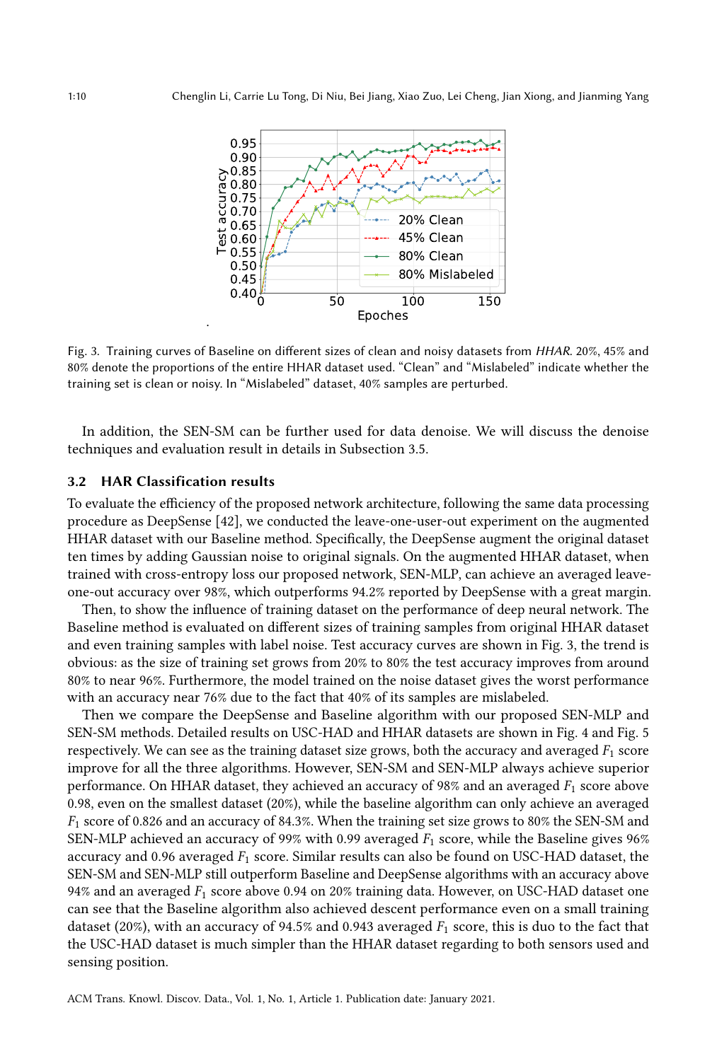Fig. 3. Training curves of Baseline on different sizes of clean and noisy datasets from *HHAR*. 20%, 45% and 80% denote the proportions of the entire HHAR dataset used. "Clean" and "Mislabeled" indicate whether the training set is clean or noisy. In "Mislabeled" dataset, 40% samples are perturbed.

In addition, the SEN-SM can be further used for data denoise. We will discuss the denoise techniques and evaluation result in details in Subsection 3.5.

### 3.2 HAR Classification results

To evaluate the efficiency of the proposed network architecture, following the same data processing procedure as DeepSense [42], we conducted the leave-one-user-out experiment on the augmented HHAR dataset with our Baseline method. Specifically, the DeepSense augment the original dataset ten times by adding Gaussian noise to original signals. On the augmented HHAR dataset, when trained with cross-entropy loss our proposed network, SEN-MLP, can achieve an averaged leave-one-out accuracy over 98%, which outperforms 94.2% reported by DeepSense with a great margin.

Then, to show the influence of training dataset on the performance of deep neural network. The Baseline method is evaluated on different sizes of training samples from original HHAR dataset and even training samples with label noise. Test accuracy curves are shown in Fig. 3, the trend is obvious: as the size of training set grows from 20% to 80% the test accuracy improves from around 80% to near 96%. Furthermore, the model trained on the noise dataset gives the worst performance with an accuracy near 76% due to the fact that 40% of its samples are mislabeled.

Then we compare the DeepSense and Baseline algorithm with our proposed SEN-MLP and SEN-SM methods. Detailed results on USC-HAD and HHAR datasets are shown in Fig. 4 and Fig. 5 respectively. We can see as the training dataset size grows, both the accuracy and averaged $F_1$ score improve for all the three algorithms. However, SEN-SM and SEN-MLP always achieve superior performance. On HHAR dataset, they achieved an accuracy of 98% and an averaged $F_1$ score above 0.98, even on the smallest dataset (20%), while the baseline algorithm can only achieve an averaged $F_1$ score of 0.826 and an accuracy of 84.3%. When the training set size grows to 80% the SEN-SM and SEN-MLP achieved an accuracy of 99% with 0.99 averaged $F_1$ score, while the Baseline gives 96% accuracy and 0.96 averaged $F_1$ score. Similar results can also be found on USC-HAD dataset, the SEN-SM and SEN-MLP still outperform Baseline and DeepSense algorithms with an accuracy above 94% and an averaged $F_1$ score above 0.94 on 20% training data. However, on USC-HAD dataset one can see that the Baseline algorithm also achieved descent performance even on a small training dataset (20%), with an accuracy of 94.5% and 0.943 averaged $F_1$ score, this is duo to the fact that the USC-HAD dataset is much simpler than the HHAR dataset regarding to both sensors used and sensing position.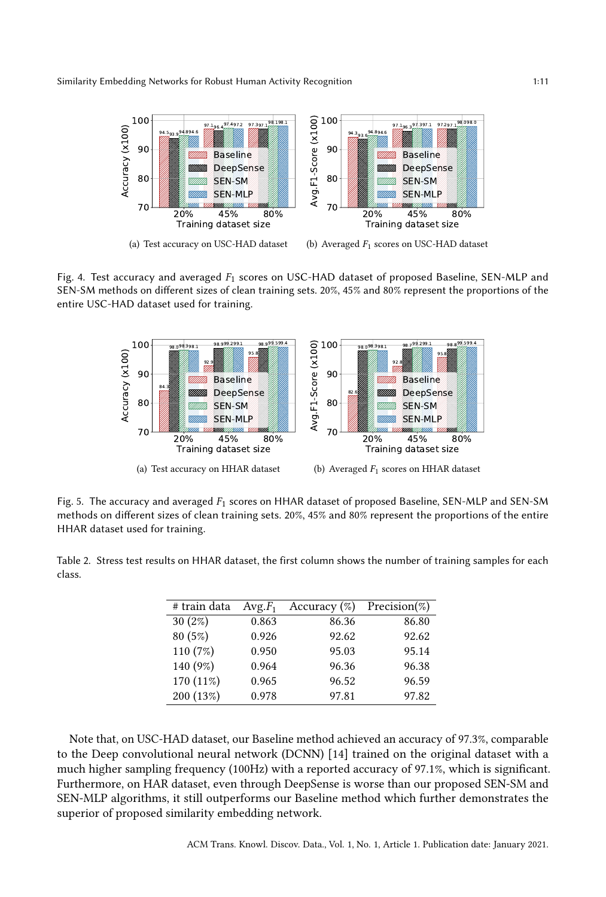(a) Test accuracy on USC-HAD dataset

(b) Averaged $F_1$ scores on USC-HAD dataset

Fig. 4. Test accuracy and averaged $F_1$ scores on USC-HAD dataset of proposed Baseline, SEN-MLP and SEN-SM methods on different sizes of clean training sets. 20%, 45% and 80% represent the proportions of the entire USC-HAD dataset used for training.

(a) Test accuracy on HHAR dataset

(b) Averaged $F_1$ scores on HHAR dataset

Fig. 5. The accuracy and averaged $F_1$ scores on HHAR dataset of proposed Baseline, SEN-MLP and SEN-SM methods on different sizes of clean training sets. 20%, 45% and 80% represent the proportions of the entire HHAR dataset used for training.

Table 2. Stress test results on HHAR dataset, the first column shows the number of training samples for each class.

| # train data | Avg.$F_1$ | Accuracy (%) | Precision(%) |
|---|---|---|---|
| 30 (2%) | 0.863 | 86.36 | 86.80 |
| 80 (5%) | 0.926 | 92.62 | 92.62 |
| 110 (7%) | 0.950 | 95.03 | 95.14 |
| 140 (9%) | 0.964 | 96.36 | 96.38 |
| 170 (11%) | 0.965 | 96.52 | 96.59 |
| 200 (13%) | 0.978 | 97.81 | 97.82 |

Note that, on USC-HAD dataset, our Baseline method achieved an accuracy of 97.3%, comparable to the Deep convolutional neural network (DCNN) [14] trained on the original dataset with a much higher sampling frequency (100Hz) with a reported accuracy of 97.1%, which is significant. Furthermore, on HAR dataset, even through DeepSense is worse than our proposed SEN-SM and SEN-MLP algorithms, it still outperforms our Baseline method which further demonstrates the superior of proposed similarity embedding network.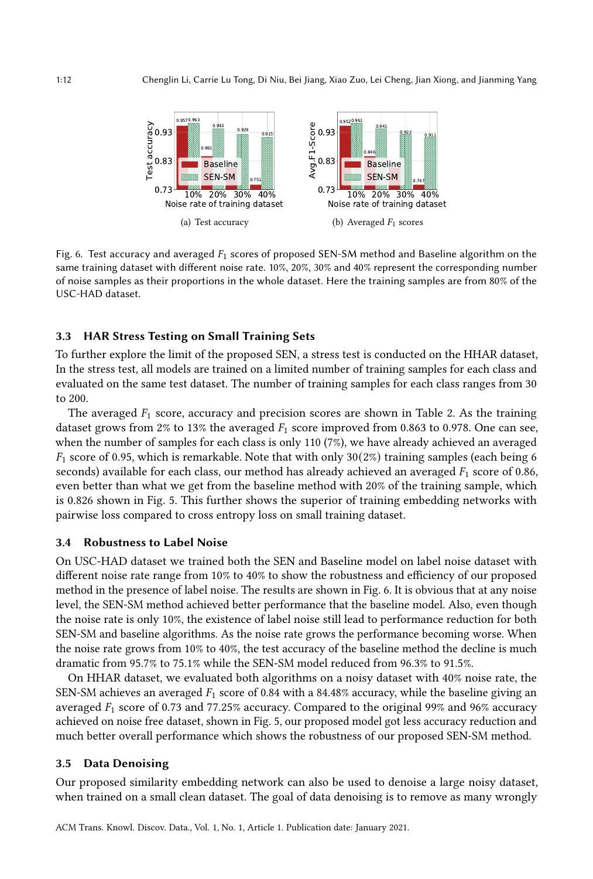(a) Test accuracy

(b) Averaged $F_1$ scores

Fig. 6. Test accuracy and averaged $F_1$ scores of proposed SEN-SM method and Baseline algorithm on the same training dataset with different noise rate. 10%, 20%, 30% and 40% represent the corresponding number of noise samples as their proportions in the whole dataset. Here the training samples are from 80% of the USC-HAD dataset.

### 3.3 HAR Stress Testing on Small Training Sets

To further explore the limit of the proposed SEN, a stress test is conducted on the HHAR dataset, In the stress test, all models are trained on a limited number of training samples for each class and evaluated on the same test dataset. The number of training samples for each class ranges from 30 to 200.

The averaged $F_1$ score, accuracy and precision scores are shown in Table 2. As the training dataset grows from 2% to 13% the averaged $F_1$ score improved from 0.863 to 0.978. One can see, when the number of samples for each class is only 110 (7%), we have already achieved an averaged $F_1$ score of 0.95, which is remarkable. Note that with only 30(2%) training samples (each being 6 seconds) available for each class, our method has already achieved an averaged $F_1$ score of 0.86, even better than what we get from the baseline method with 20% of the training sample, which is 0.826 shown in Fig. 5. This further shows the superior of training embedding networks with pairwise loss compared to cross entropy loss on small training dataset.

### 3.4 Robustness to Label Noise

On USC-HAD dataset we trained both the SEN and Baseline model on label noise dataset with different noise rate range from 10% to 40% to show the robustness and efficiency of our proposed method in the presence of label noise. The results are shown in Fig. 6. It is obvious that at any noise level, the SEN-SM method achieved better performance that the baseline model. Also, even though the noise rate is only 10%, the existence of label noise still lead to performance reduction for both SEN-SM and baseline algorithms. As the noise rate grows the performance becoming worse. When the noise rate grows from 10% to 40%, the test accuracy of the baseline method the decline is much dramatic from 95.7% to 75.1% while the SEN-SM model reduced from 96.3% to 91.5%.

On HHAR dataset, we evaluated both algorithms on a noisy dataset with 40% noise rate, the SEN-SM achieves an averaged $F_1$ score of 0.84 with a 84.48% accuracy, while the baseline giving an averaged $F_1$ score of 0.73 and 77.25% accuracy. Compared to the original 99% and 96% accuracy achieved on noise free dataset, shown in Fig. 5, our proposed model got less accuracy reduction and much better overall performance which shows the robustness of our proposed SEN-SM method.

### 3.5 Data Denoising

Our proposed similarity embedding network can also be used to denoise a large noisy dataset, when trained on a small clean dataset. The goal of data denoising is to remove as many wrongly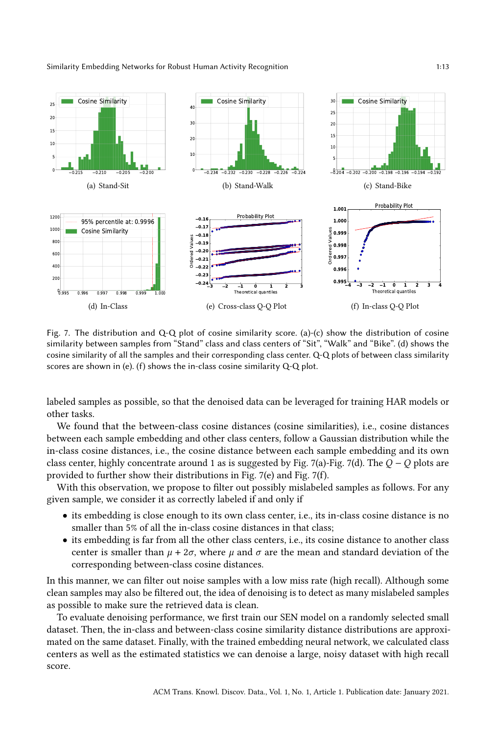Fig. 7. The distribution and Q-Q plot of cosine similarity score. (a)-(c) show the distribution of cosine similarity between samples from "Stand" class and class centers of "Sit", "Walk" and "Bike". (d) shows the cosine similarity of all the samples and their corresponding class center. Q-Q plots of between class similarity scores are shown in (e). (f) shows the in-class cosine similarity Q-Q plot.

labeled samples as possible, so that the denoised data can be leveraged for training HAR models or other tasks.

We found that the between-class cosine distances (cosine similarities), i.e., cosine distances between each sample embedding and other class centers, follow a Gaussian distribution while the in-class cosine distances, i.e., the cosine distance between each sample embedding and its own class center, highly concentrate around 1 as is suggested by Fig. 7(a)-Fig. 7(d). The $Q-Q$ plots are provided to further show their distributions in Fig. 7(e) and Fig. 7(f).

With this observation, we propose to filter out possibly mislabeled samples as follows. For any given sample, we consider it as correctly labeled if and only if

- its embedding is close enough to its own class center, i.e., its in-class cosine distance is no smaller than 5% of all the in-class cosine distances in that class;
- its embedding is far from all the other class centers, i.e., its cosine distance to another class center is smaller than $\mu + 2\sigma$, where $\mu$ and $\sigma$ are the mean and standard deviation of the corresponding between-class cosine distances.

In this manner, we can filter out noise samples with a low miss rate (high recall). Although some clean samples may also be filtered out, the idea of denoising is to detect as many mislabeled samples as possible to make sure the retrieved data is clean.

To evaluate denoising performance, we first train our SEN model on a randomly selected small dataset. Then, the in-class and between-class cosine similarity distance distributions are approximated on the same dataset. Finally, with the trained embedding neural network, we calculated class centers as well as the estimated statistics we can denoise a large, noisy dataset with high recall score.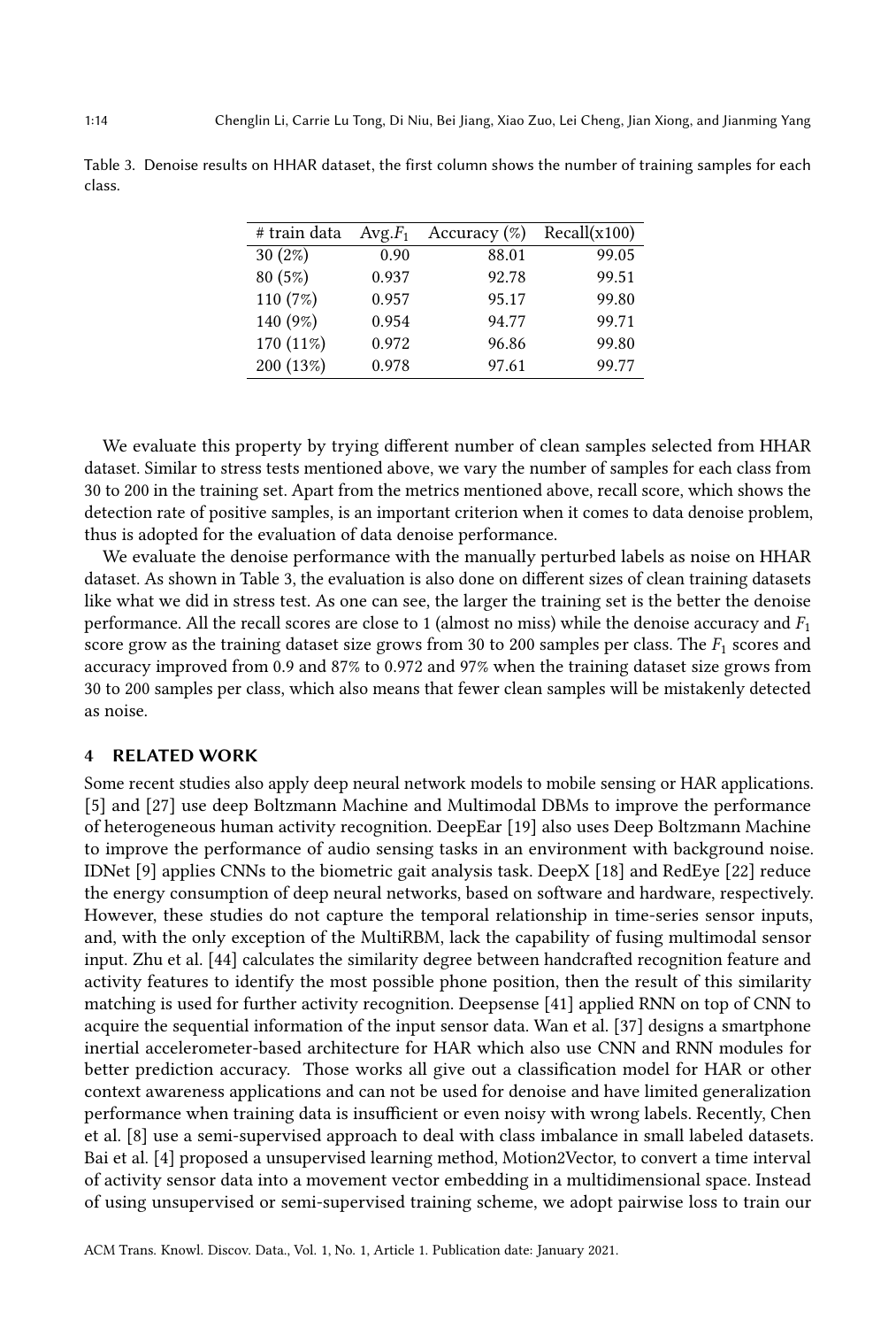Table 3. Denoise results on HHAR dataset, the first column shows the number of training samples for each class.

| # train data | Avg.$F_1$ | Accuracy (%) | Recall(x100) |
|---|---|---|---|
| 30 (2%) | 0.90 | 88.01 | 99.05 |
| 80 (5%) | 0.937 | 92.78 | 99.51 |
| 110 (7%) | 0.957 | 95.17 | 99.80 |
| 140 (9%) | 0.954 | 94.77 | 99.71 |
| 170 (11%) | 0.972 | 96.86 | 99.80 |
| 200 (13%) | 0.978 | 97.61 | 99.77 |

We evaluate this property by trying different number of clean samples selected from HHAR dataset. Similar to stress tests mentioned above, we vary the number of samples for each class from 30 to 200 in the training set. Apart from the metrics mentioned above, recall score, which shows the detection rate of positive samples, is an important criterion when it comes to data denoise problem, thus is adopted for the evaluation of data denoise performance.

We evaluate the denoise performance with the manually perturbed labels as noise on HHAR dataset. As shown in Table 3, the evaluation is also done on different sizes of clean training datasets like what we did in stress test. As one can see, the larger the training set is the better the denoise performance. All the recall scores are close to 1 (almost no miss) while the denoise accuracy and $F_1$ score grow as the training dataset size grows from 30 to 200 samples per class. The $F_1$ scores and accuracy improved from 0.9 and 87% to 0.972 and 97% when the training dataset size grows from 30 to 200 samples per class, which also means that fewer clean samples will be mistakenly detected as noise.

## 4 RELATED WORK

Some recent studies also apply deep neural network models to mobile sensing or HAR applications. [5] and [27] use deep Boltzmann Machine and Multimodal DBMs to improve the performance of heterogeneous human activity recognition. DeepEar [19] also uses Deep Boltzmann Machine to improve the performance of audio sensing tasks in an environment with background noise. IDNet [9] applies CNNs to the biometric gait analysis task. DeepX [18] and RedEye [22] reduce the energy consumption of deep neural networks, based on software and hardware, respectively. However, these studies do not capture the temporal relationship in time-series sensor inputs, and, with the only exception of the MultiRBM, lack the capability of fusing multimodal sensor input. Zhu et al. [44] calculates the similarity degree between handcrafted recognition feature and activity features to identify the most possible phone position, then the result of this similarity matching is used for further activity recognition. Deepsense [41] applied RNN on top of CNN to acquire the sequential information of the input sensor data. Wan et al. [37] designs a smartphone inertial accelerometer-based architecture for HAR which also use CNN and RNN modules for better prediction accuracy. Those works all give out a classification model for HAR or other context awareness applications and can not be used for denoise and have limited generalization performance when training data is insufficient or even noisy with wrong labels. Recently, Chen et al. [8] use a semi-supervised approach to deal with class imbalance in small labeled datasets. Bai et al. [4] proposed a unsupervised learning method, Motion2Vector, to convert a time interval of activity sensor data into a movement vector embedding in a multidimensional space. Instead of using unsupervised or semi-supervised training scheme, we adopt pairwise loss to train our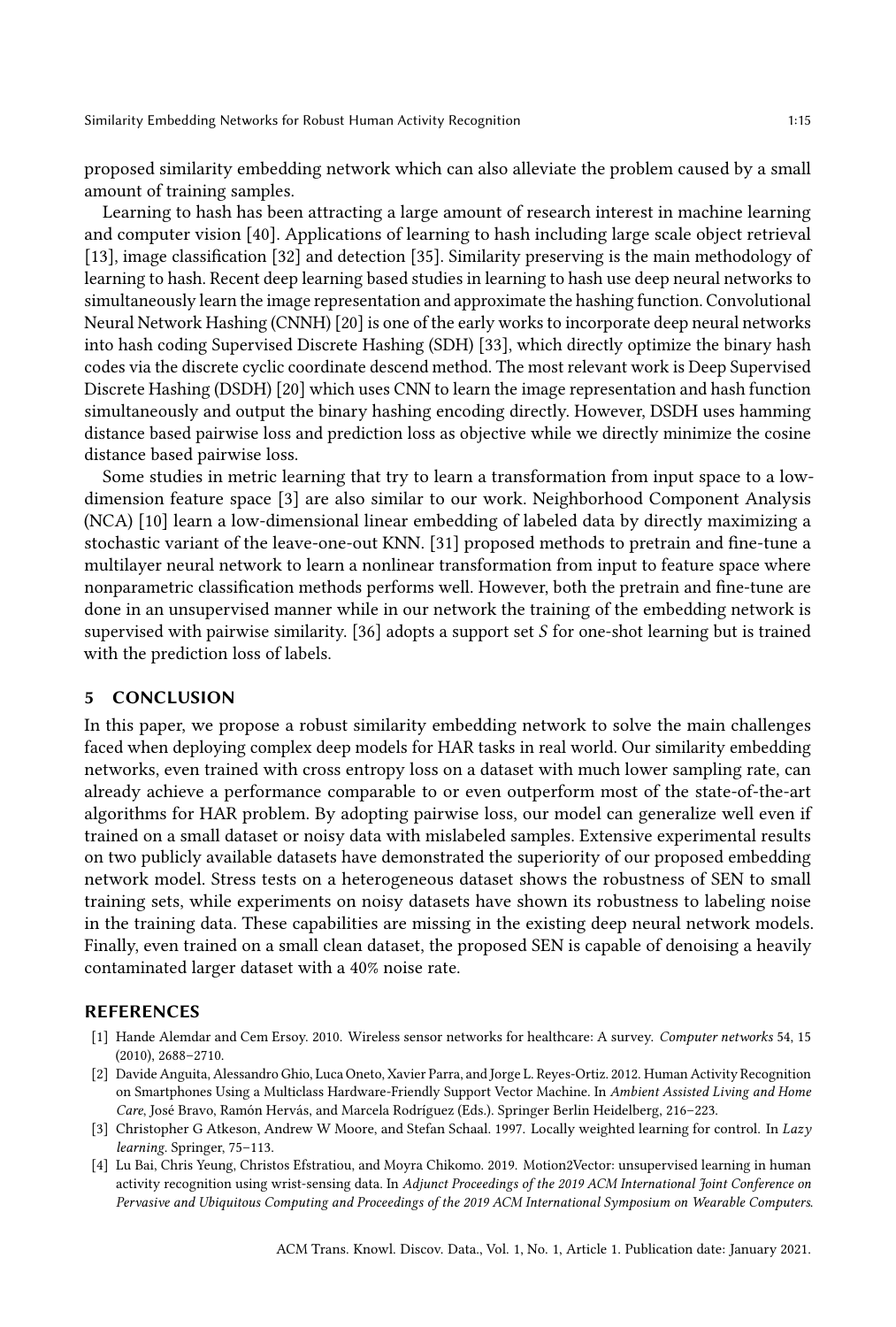proposed similarity embedding network which can also alleviate the problem caused by a small amount of training samples.

Learning to hash has been attracting a large amount of research interest in machine learning and computer vision [40]. Applications of learning to hash including large scale object retrieval [13], image classification [32] and detection [35]. Similarity preserving is the main methodology of learning to hash. Recent deep learning based studies in learning to hash use deep neural networks to simultaneously learn the image representation and approximate the hashing function. Convolutional Neural Network Hashing (CNNH) [20] is one of the early works to incorporate deep neural networks into hash coding Supervised Discrete Hashing (SDH) [33], which directly optimize the binary hash codes via the discrete cyclic coordinate descend method. The most relevant work is Deep Supervised Discrete Hashing (DSDH) [20] which uses CNN to learn the image representation and hash function simultaneously and output the binary hashing encoding directly. However, DSDH uses hamming distance based pairwise loss and prediction loss as objective while we directly minimize the cosine distance based pairwise loss.

Some studies in metric learning that try to learn a transformation from input space to a low-dimension feature space [3] are also similar to our work. Neighborhood Component Analysis (NCA) [10] learn a low-dimensional linear embedding of labeled data by directly maximizing a stochastic variant of the leave-one-out KNN. [31] proposed methods to pretrain and fine-tune a multilayer neural network to learn a nonlinear transformation from input to feature space where nonparametric classification methods performs well. However, both the pretrain and fine-tune are done in an unsupervised manner while in our network the training of the embedding network is supervised with pairwise similarity. [36] adopts a support set $S$ for one-shot learning but is trained with the prediction loss of labels.

## 5 CONCLUSION

In this paper, we propose a robust similarity embedding network to solve the main challenges faced when deploying complex deep models for HAR tasks in real world. Our similarity embedding networks, even trained with cross entropy loss on a dataset with much lower sampling rate, can already achieve a performance comparable to or even outperform most of the state-of-the-art algorithms for HAR problem. By adopting pairwise loss, our model can generalize well even if trained on a small dataset or noisy data with mislabeled samples. Extensive experimental results on two publicly available datasets have demonstrated the superiority of our proposed embedding network model. Stress tests on a heterogeneous dataset shows the robustness of SEN to small training sets, while experiments on noisy datasets have shown its robustness to labeling noise in the training data. These capabilities are missing in the existing deep neural network models. Finally, even trained on a small clean dataset, the proposed SEN is capable of denoising a heavily contaminated larger dataset with a 40% noise rate.

## REFERENCES

[1] Hande Alemdar and Cem Ersoy. 2010. Wireless sensor networks for healthcare: A survey. *Computer networks* 54, 15 (2010), 2688–2710.

[2] Davide Anguita, Alessandro Ghio, Luca Oneto, Xavier Parra, and Jorge L. Reyes-Ortiz. 2012. Human Activity Recognition on Smartphones Using a Multiclass Hardware-Friendly Support Vector Machine. In *Ambient Assisted Living and Home Care*, José Bravo, Ramón Hervás, and Marcela Rodríguez (Eds.). Springer Berlin Heidelberg, 216–223.

[3] Christopher G Atkeson, Andrew W Moore, and Stefan Schaal. 1997. Locally weighted learning for control. In *Lazy learning*. Springer, 75–113.

[4] Lu Bai, Chris Yeung, Christos Efstratiou, and Moyra Chikomo. 2019. Motion2Vector: unsupervised learning in human activity recognition using wrist-sensing data. In *Adjunct Proceedings of the 2019 ACM International Joint Conference on Pervasive and Ubiquitous Computing and Proceedings of the 2019 ACM International Symposium on Wearable Computers*.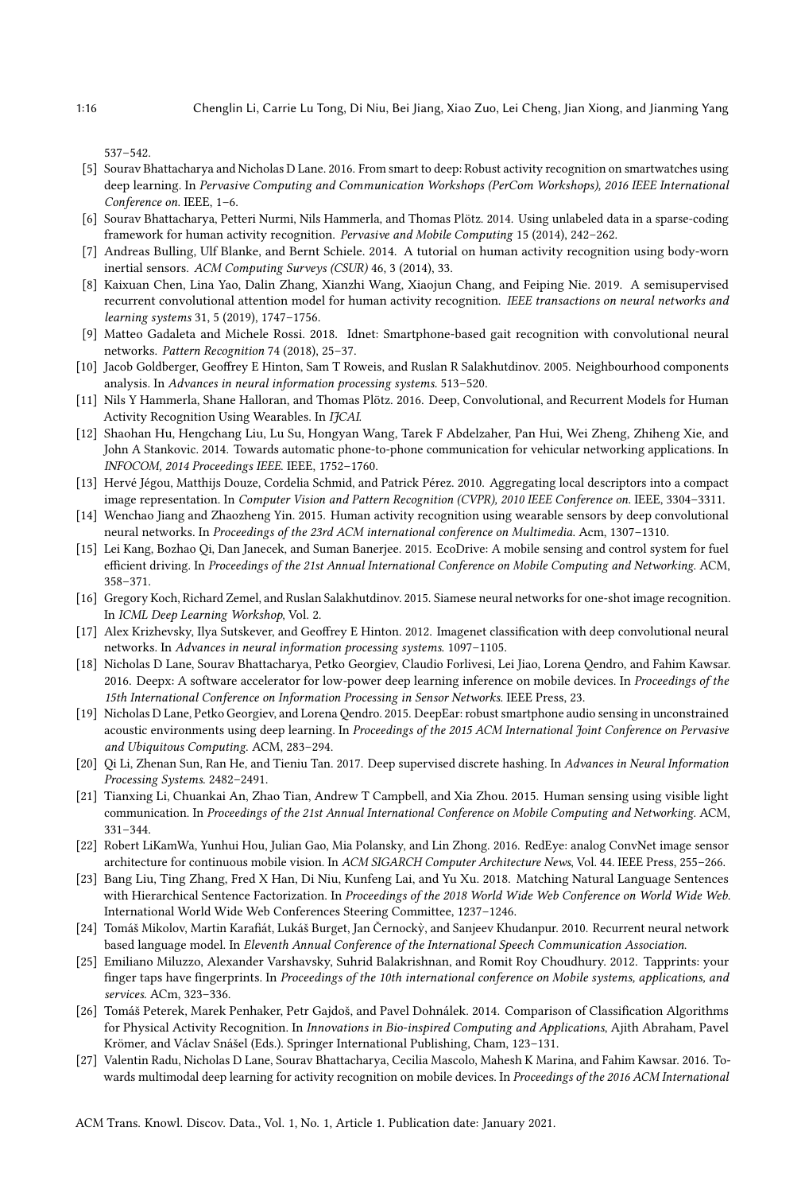537–542.

[5] Sourav Bhattacharya and Nicholas D Lane. 2016. From smart to deep: Robust activity recognition on smartwatches using deep learning. In *Pervasive Computing and Communication Workshops (PerCom Workshops), 2016 IEEE International Conference on*. IEEE, 1–6.

[6] Sourav Bhattacharya, Petteri Nurmi, Nils Hammerla, and Thomas Plötz. 2014. Using unlabeled data in a sparse-coding framework for human activity recognition. *Pervasive and Mobile Computing* 15 (2014), 242–262.

[7] Andreas Bulling, Ulf Blanke, and Bernt Schiele. 2014. A tutorial on human activity recognition using body-worn inertial sensors. *ACM Computing Surveys (CSUR)* 46, 3 (2014), 33.

[8] Kaixuan Chen, Lina Yao, Dalin Zhang, Xianzhi Wang, Xiaojun Chang, and Feiping Nie. 2019. A semisupervised recurrent convolutional attention model for human activity recognition. *IEEE transactions on neural networks and learning systems* 31, 5 (2019), 1747–1756.

[9] Matteo Gadaleta and Michele Rossi. 2018. Idnet: Smartphone-based gait recognition with convolutional neural networks. *Pattern Recognition* 74 (2018), 25–37.

[10] Jacob Goldberger, Geoffrey E Hinton, Sam T Roweis, and Ruslan R Salakhutdinov. 2005. Neighbourhood components analysis. In *Advances in neural information processing systems*. 513–520.

[11] Nils Y Hammerla, Shane Halloran, and Thomas Plötz. 2016. Deep, Convolutional, and Recurrent Models for Human Activity Recognition Using Wearables. In *IJCAI*.

[12] Shaohan Hu, Hengchang Liu, Lu Su, Hongyan Wang, Tarek F Abdelzaher, Pan Hui, Wei Zheng, Zhiheng Xie, and John A Stankovic. 2014. Towards automatic phone-to-phone communication for vehicular networking applications. In *INFOCOM, 2014 Proceedings IEEE*. IEEE, 1752–1760.

[13] Hervé Jégou, Matthijs Douze, Cordelia Schmid, and Patrick Pérez. 2010. Aggregating local descriptors into a compact image representation. In *Computer Vision and Pattern Recognition (CVPR), 2010 IEEE Conference on*. IEEE, 3304–3311.

[14] Wenchao Jiang and Zhaozheng Yin. 2015. Human activity recognition using wearable sensors by deep convolutional neural networks. In *Proceedings of the 23rd ACM international conference on Multimedia*. Acm, 1307–1310.

[15] Lei Kang, Bozhao Qi, Dan Janecek, and Suman Banerjee. 2015. EcoDrive: A mobile sensing and control system for fuel efficient driving. In *Proceedings of the 21st Annual International Conference on Mobile Computing and Networking*. ACM, 358–371.

[16] Gregory Koch, Richard Zemel, and Ruslan Salakhutdinov. 2015. Siamese neural networks for one-shot image recognition. In *ICML Deep Learning Workshop*, Vol. 2.

[17] Alex Krizhevsky, Ilya Sutskever, and Geoffrey E Hinton. 2012. Imagenet classification with deep convolutional neural networks. In *Advances in neural information processing systems*. 1097–1105.

[18] Nicholas D Lane, Sourav Bhattacharya, Petko Georgiev, Claudio Forlivesi, Lei Jiao, Lorena Qendro, and Fahim Kawsar. 2016. Deepx: A software accelerator for low-power deep learning inference on mobile devices. In *Proceedings of the 15th International Conference on Information Processing in Sensor Networks*. IEEE Press, 23.

[19] Nicholas D Lane, Petko Georgiev, and Lorena Qendro. 2015. DeepEar: robust smartphone audio sensing in unconstrained acoustic environments using deep learning. In *Proceedings of the 2015 ACM International Joint Conference on Pervasive and Ubiquitous Computing*. ACM, 283–294.

[20] Qi Li, Zhenan Sun, Ran He, and Tieniu Tan. 2017. Deep supervised discrete hashing. In *Advances in Neural Information Processing Systems*. 2482–2491.

[21] Tianxing Li, Chuankai An, Zhao Tian, Andrew T Campbell, and Xia Zhou. 2015. Human sensing using visible light communication. In *Proceedings of the 21st Annual International Conference on Mobile Computing and Networking*. ACM, 331–344.

[22] Robert LiKamWa, Yunhui Hou, Julian Gao, Mia Polansky, and Lin Zhong. 2016. RedEye: analog ConvNet image sensor architecture for continuous mobile vision. In *ACM SIGARCH Computer Architecture News*, Vol. 44. IEEE Press, 255–266.

[23] Bang Liu, Ting Zhang, Fred X Han, Di Niu, Kunfeng Lai, and Yu Xu. 2018. Matching Natural Language Sentences with Hierarchical Sentence Factorization. In *Proceedings of the 2018 World Wide Web Conference on World Wide Web*. International World Wide Web Conferences Steering Committee, 1237–1246.

[24] Tomáš Mikolov, Martin Karafiát, Lukáš Burget, Jan Černockỳ, and Sanjeev Khudanpur. 2010. Recurrent neural network based language model. In *Eleventh Annual Conference of the International Speech Communication Association*.

[25] Emiliano Miluzzo, Alexander Varshavsky, Suhrid Balakrishnan, and Romit Roy Choudhury. 2012. Tapprints: your finger taps have fingerprints. In *Proceedings of the 10th international conference on Mobile systems, applications, and services*. ACm, 323–336.

[26] Tomáš Peterek, Marek Penhaker, Petr Gajdoš, and Pavel Dohnálek. 2014. Comparison of Classification Algorithms for Physical Activity Recognition. In *Innovations in Bio-inspired Computing and Applications*, Ajith Abraham, Pavel Krömer, and Václav Snášel (Eds.). Springer International Publishing, Cham, 123–131.

[27] Valentin Radu, Nicholas D Lane, Sourav Bhattacharya, Cecilia Mascolo, Mahesh K Marina, and Fahim Kawsar. 2016. Towards multimodal deep learning for activity recognition on mobile devices. In *Proceedings of the 2016 ACM International*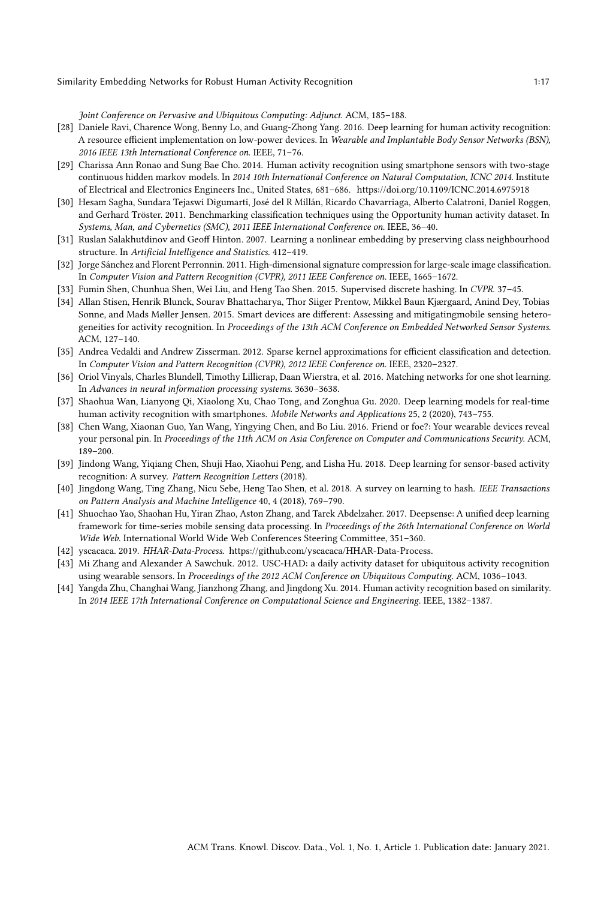*Joint Conference on Pervasive and Ubiquitous Computing: Adjunct*. ACM, 185–188.

[28] Daniele Ravi, Charence Wong, Benny Lo, and Guang-Zhong Yang. 2016. Deep learning for human activity recognition: A resource efficient implementation on low-power devices. In *Wearable and Implantable Body Sensor Networks (BSN), 2016 IEEE 13th International Conference on*. IEEE, 71–76.

[29] Charissa Ann Ronao and Sung Bae Cho. 2014. Human activity recognition using smartphone sensors with two-stage continuous hidden markov models. In *2014 10th International Conference on Natural Computation, ICNC 2014*. Institute of Electrical and Electronics Engineers Inc., United States, 681–686. https://doi.org/10.1109/ICNC.2014.6975918

[30] Hesam Sagha, Sundara Tejaswi Digumarti, José del R Millán, Ricardo Chavarriaga, Alberto Calatroni, Daniel Roggen, and Gerhard Tröster. 2011. Benchmarking classification techniques using the Opportunity human activity dataset. In *Systems, Man, and Cybernetics (SMC), 2011 IEEE International Conference on*. IEEE, 36–40.

[31] Ruslan Salakhutdinov and Geoff Hinton. 2007. Learning a nonlinear embedding by preserving class neighbourhood structure. In *Artificial Intelligence and Statistics*. 412–419.

[32] Jorge Sánchez and Florent Perronnin. 2011. High-dimensional signature compression for large-scale image classification. In *Computer Vision and Pattern Recognition (CVPR), 2011 IEEE Conference on*. IEEE, 1665–1672.

[33] Fumin Shen, Chunhua Shen, Wei Liu, and Heng Tao Shen. 2015. Supervised discrete hashing. In *CVPR*. 37–45.

[34] Allan Stisen, Henrik Blunck, Sourav Bhattacharya, Thor Siiger Prentow, Mikkel Baun Kjærgaard, Anind Dey, Tobias Sonne, and Mads Møller Jensen. 2015. Smart devices are different: Assessing and mitigatingmobile sensing heterogeneities for activity recognition. In *Proceedings of the 13th ACM Conference on Embedded Networked Sensor Systems*. ACM, 127–140.

[35] Andrea Vedaldi and Andrew Zisserman. 2012. Sparse kernel approximations for efficient classification and detection. In *Computer Vision and Pattern Recognition (CVPR), 2012 IEEE Conference on*. IEEE, 2320–2327.

[36] Oriol Vinyals, Charles Blundell, Timothy Lillicrap, Daan Wierstra, et al. 2016. Matching networks for one shot learning. In *Advances in neural information processing systems*. 3630–3638.

[37] Shaohua Wan, Lianyong Qi, Xiaolong Xu, Chao Tong, and Zonghua Gu. 2020. Deep learning models for real-time human activity recognition with smartphones. *Mobile Networks and Applications* 25, 2 (2020), 743–755.

[38] Chen Wang, Xiaonan Guo, Yan Wang, Yingying Chen, and Bo Liu. 2016. Friend or foe?: Your wearable devices reveal your personal pin. In *Proceedings of the 11th ACM on Asia Conference on Computer and Communications Security*. ACM, 189–200.

[39] Jindong Wang, Yiqiang Chen, Shuji Hao, Xiaohui Peng, and Lisha Hu. 2018. Deep learning for sensor-based activity recognition: A survey. *Pattern Recognition Letters* (2018).

[40] Jingdong Wang, Ting Zhang, Nicu Sebe, Heng Tao Shen, et al. 2018. A survey on learning to hash. *IEEE Transactions on Pattern Analysis and Machine Intelligence* 40, 4 (2018), 769–790.

[41] Shuochao Yao, Shaohan Hu, Yiran Zhao, Aston Zhang, and Tarek Abdelzaher. 2017. Deepsense: A unified deep learning framework for time-series mobile sensing data processing. In *Proceedings of the 26th International Conference on World Wide Web*. International World Wide Web Conferences Steering Committee, 351–360.

[42] yscacaca. 2019. *HHAR-Data-Process*. https://github.com/yscacaca/HHAR-Data-Process.

[43] Mi Zhang and Alexander A Sawchuk. 2012. USC-HAD: a daily activity dataset for ubiquitous activity recognition using wearable sensors. In *Proceedings of the 2012 ACM Conference on Ubiquitous Computing*. ACM, 1036–1043.

[44] Yangda Zhu, Changhai Wang, Jianzhong Zhang, and Jingdong Xu. 2014. Human activity recognition based on similarity. In *2014 IEEE 17th International Conference on Computational Science and Engineering*. IEEE, 1382–1387.